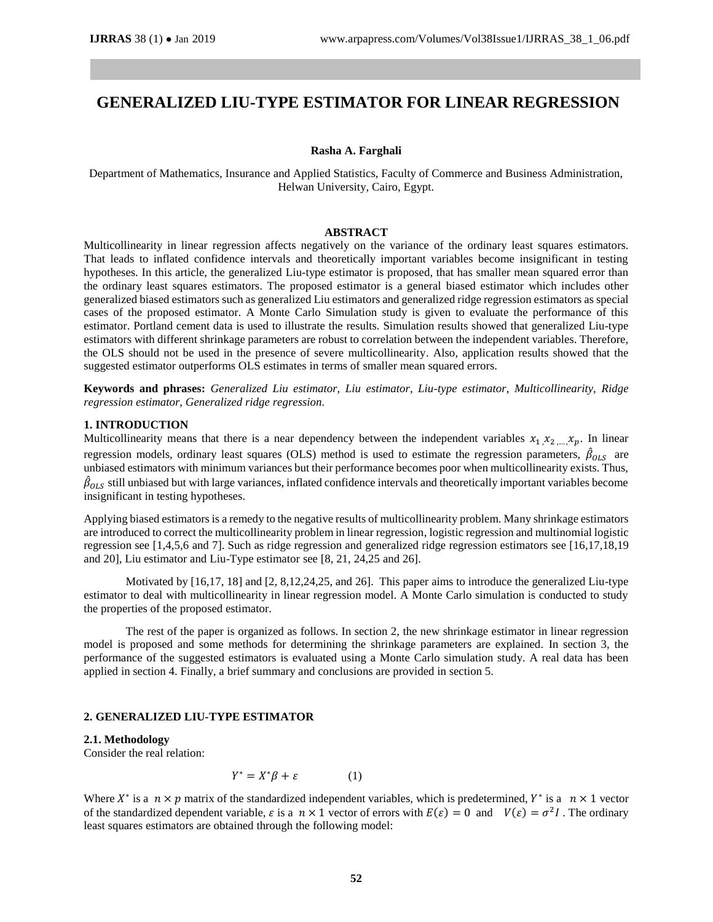# GENERALIZED LIU-TYPE ESTIMATOR FOR LINEAR REGRESSION

**Rasha A. Farghali**

Department of Mathematics, Insurance and Applied Statistics, Faculty of Commerce and Business Administration, Helwan University, Cairo, Egypt.

## ABSTRACT

Multicollinearity in linear regression affects negatively on the variance of the ordinary least squares estimators. That leads to inflated confidence intervals and theoretically important variables become insignificant in testing hypotheses. In this article, the generalized Liu-type estimator is proposed, that has smaller mean squared error than the ordinary least squares estimators. The proposed estimator is a general biased estimator which includes other generalized biased estimators such as generalized Liu estimators and generalized ridge regression estimators as special cases of the proposed estimator. A Monte Carlo Simulation study is given to evaluate the performance of this estimator. Portland cement data is used to illustrate the results. Simulation results showed that generalized Liu-type estimators with different shrinkage parameters are robust to correlation between the independent variables. Therefore, the OLS should not be used in the presence of severe multicollinearity. Also, application results showed that the suggested estimator outperforms OLS estimates in terms of smaller mean squared errors.

**Keywords and phrases:** *Generalized Liu estimator, Liu estimator, Liu-type estimator, Multicollinearity, Ridge regression estimator, Generalized ridge regression.*

## 1. INTRODUCTION

Multicollinearity means that there is a near dependency between the independent variables $x_1, x_2, \ldots, x_p$. In linear regression models, ordinary least squares (OLS) method is used to estimate the regression parameters, $\hat{\beta}_{OLS}$ are unbiased estimators with minimum variances but their performance becomes poor when multicollinearity exists. Thus, $\hat{\beta}_{OLS}$ still unbiased but with large variances, inflated confidence intervals and theoretically important variables become insignificant in testing hypotheses.

Applying biased estimators is a remedy to the negative results of multicollinearity problem. Many shrinkage estimators are introduced to correct the multicollinearity problem in linear regression, logistic regression and multinomial logistic regression see [1,4,5,6 and 7]. Such as ridge regression and generalized ridge regression estimators see [16,17,18,19 and 20], Liu estimator and Liu-Type estimator see [8, 21, 24,25 and 26].

Motivated by [16,17, 18] and [2, 8,12,24,25, and 26]. This paper aims to introduce the generalized Liu-type estimator to deal with multicollinearity in linear regression model. A Monte Carlo simulation is conducted to study the properties of the proposed estimator.

The rest of the paper is organized as follows. In section 2, the new shrinkage estimator in linear regression model is proposed and some methods for determining the shrinkage parameters are explained. In section 3, the performance of the suggested estimators is evaluated using a Monte Carlo simulation study. A real data has been applied in section 4. Finally, a brief summary and conclusions are provided in section 5.

## 2. GENERALIZED LIU-TYPE ESTIMATOR

### 2.1. Methodology

Consider the real relation:

$$Y^* = X^*\beta + \varepsilon \qquad (1)$$

Where $X^*$ is a $n \times p$ matrix of the standardized independent variables, which is predetermined, $Y^*$ is a $n \times 1$ vector of the standardized dependent variable, $\varepsilon$ is a $n \times 1$ vector of errors with $E(\varepsilon) = 0$ and $V(\varepsilon) = \sigma^2 I$ . The ordinary least squares estimators are obtained through the following model: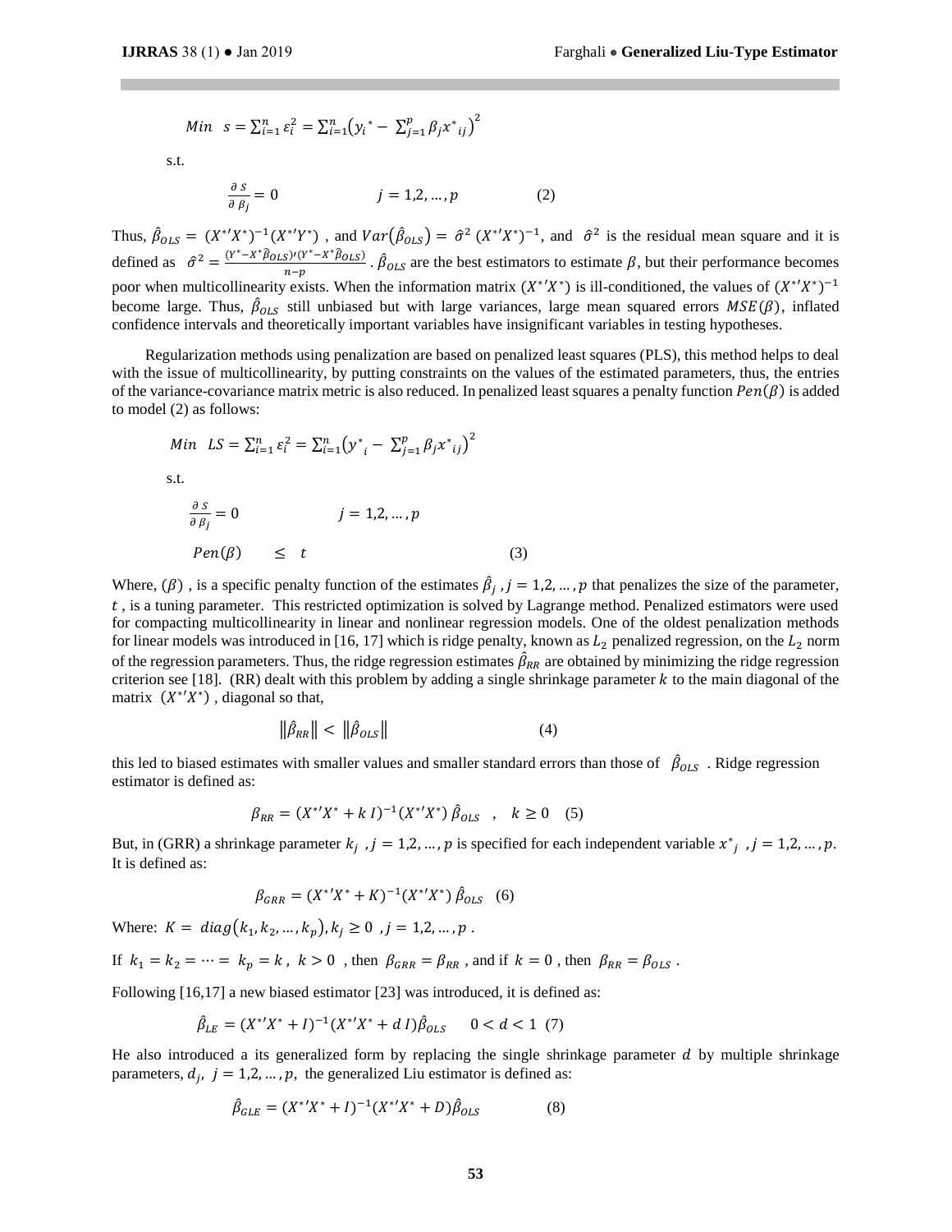$$Min \quad s = \sum_{i=1}^{n} \varepsilon_i^2 = \sum_{i=1}^{n} \left(y_i{}^* - \sum_{j=1}^{p} \beta_j x^*{}_{ij}\right)^2$$

s.t.

$$\frac{\partial\, S}{\partial\, \beta_j} = 0 \qquad\qquad j = 1,2, \ldots, p \qquad\qquad (2)$$

Thus, $\hat{\beta}_{OLS} = (X^{*\prime}X^*)^{-1}(X^{*\prime}Y^*)$ , and $Var(\hat{\beta}_{OLS}) = \hat{\sigma}^2\,(X^{*\prime}X^*)^{-1}$, and $\hat{\sigma}^2$ is the residual mean square and it is defined as $\hat{\sigma}^2 = \frac{(Y^* - X^*\hat{\beta}_{OLS})\prime(Y^* - X^*\hat{\beta}_{OLS})}{n-p}$ . $\hat{\beta}_{OLS}$ are the best estimators to estimate $\beta$, but their performance becomes poor when multicollinearity exists. When the information matrix $(X^{*\prime}X^*)$ is ill-conditioned, the values of $(X^{*\prime}X^*)^{-1}$ become large. Thus, $\hat{\beta}_{OLS}$ still unbiased but with large variances, large mean squared errors $MSE(\beta)$, inflated confidence intervals and theoretically important variables have insignificant variables in testing hypotheses.

Regularization methods using penalization are based on penalized least squares (PLS), this method helps to deal with the issue of multicollinearity, by putting constraints on the values of the estimated parameters, thus, the entries of the variance-covariance matrix metric is also reduced. In penalized least squares a penalty function $Pen(\beta)$ is added to model (2) as follows:

$$Min \quad LS = \sum_{i=1}^{n} \varepsilon_i^2 = \sum_{i=1}^{n} \left(y^*{}_i - \sum_{j=1}^{p} \beta_j x^*{}_{ij}\right)^2$$

s.t.

$$\frac{\partial\, S}{\partial\, \beta_j} = 0 \qquad\qquad j = 1,2, \ldots, p$$

$$Pen(\beta) \quad \leq \quad t \qquad\qquad (3)$$

Where, $(\beta)$ , is a specific penalty function of the estimates $\hat{\beta}_j$ , $j = 1,2, \ldots, p$ that penalizes the size of the parameter, $t$ , is a tuning parameter. This restricted optimization is solved by Lagrange method. Penalized estimators were used for compacting multicollinearity in linear and nonlinear regression models. One of the oldest penalization methods for linear models was introduced in [16, 17] which is ridge penalty, known as $L_2$ penalized regression, on the $L_2$ norm of the regression parameters. Thus, the ridge regression estimates $\hat{\beta}_{RR}$ are obtained by minimizing the ridge regression criterion see [18]. (RR) dealt with this problem by adding a single shrinkage parameter $k$ to the main diagonal of the matrix $(X^{*\prime}X^*)$ , diagonal so that,

$$\|\hat{\beta}_{RR}\| < \|\hat{\beta}_{OLS}\| \qquad\qquad (4)$$

this led to biased estimates with smaller values and smaller standard errors than those of $\hat{\beta}_{OLS}$ . Ridge regression estimator is defined as:

$$\beta_{RR} = (X^{*\prime}X^* + k\,I)^{-1}(X^{*\prime}X^*)\,\hat{\beta}_{OLS} \quad , \quad k \geq 0 \quad (5)$$

But, in (GRR) a shrinkage parameter $k_j$ , $j = 1,2, \ldots, p$ is specified for each independent variable $x^*{}_j$ , $j = 1,2, \ldots, p$. It is defined as:

$$\beta_{GRR} = (X^{*\prime}X^* + K)^{-1}(X^{*\prime}X^*)\,\hat{\beta}_{OLS} \quad (6)$$

Where: $K = diag(k_1, k_2, \ldots, k_p), k_j \geq 0$ , $j = 1,2, \ldots, p$ .

If $k_1 = k_2 = \cdots = k_p = k$ , $k > 0$ , then $\beta_{GRR} = \beta_{RR}$ , and if $k = 0$ , then $\beta_{RR} = \beta_{OLS}$ .

Following [16,17] a new biased estimator [23] was introduced, it is defined as:

$$\hat{\beta}_{LE} = (X^{*\prime}X^* + I)^{-1}(X^{*\prime}X^* + d\,I)\hat{\beta}_{OLS} \qquad 0 < d < 1 \quad (7)$$

He also introduced a its generalized form by replacing the single shrinkage parameter $d$ by multiple shrinkage parameters, $d_j$, $j = 1,2, \ldots, p$, the generalized Liu estimator is defined as:

$$\hat{\beta}_{GLE} = (X^{*\prime}X^* + I)^{-1}(X^{*\prime}X^* + D)\hat{\beta}_{OLS} \qquad\qquad (8)$$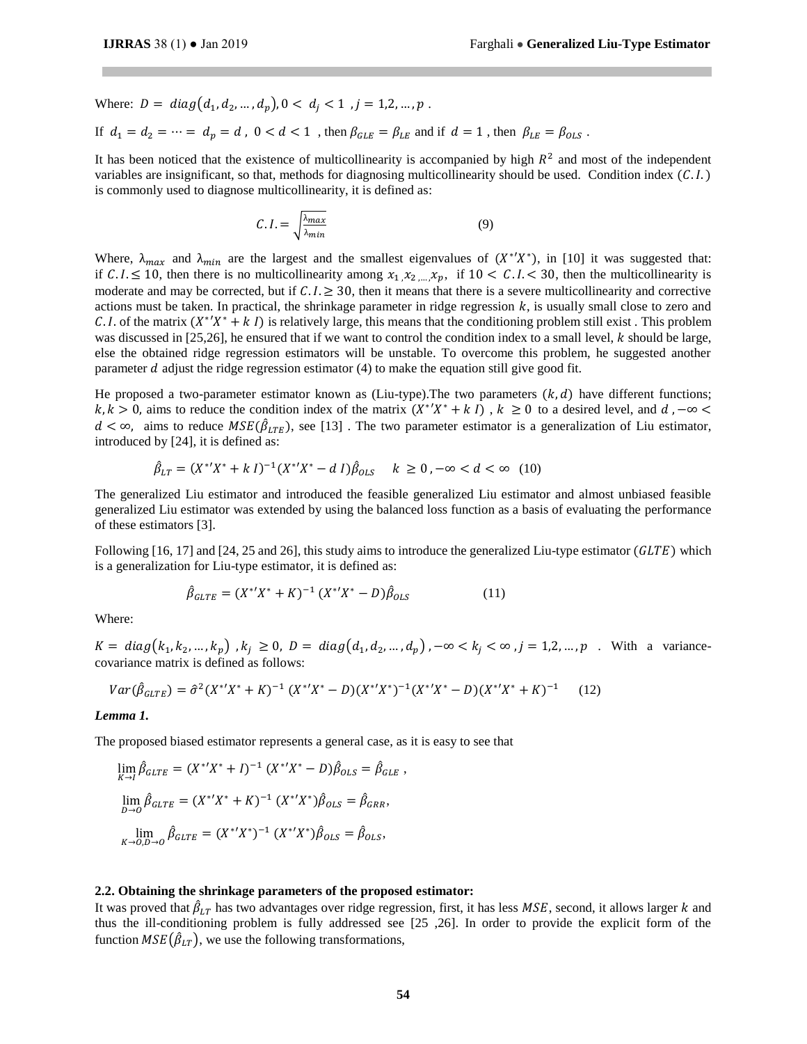Where: $D = diag(d_1, d_2, \dots, d_p), 0 < d_j < 1 \ , j = 1,2, \dots, p$ .

If $d_1 = d_2 = \cdots = d_p = d \ , \ 0 < d < 1$ , then $\beta_{GLE} = \beta_{LE}$ and if $d = 1$ , then $\beta_{LE} = \beta_{OLS}$ .

It has been noticed that the existence of multicollinearity is accompanied by high $R^2$ and most of the independent variables are insignificant, so that, methods for diagnosing multicollinearity should be used. Condition index $(C.I.)$ is commonly used to diagnose multicollinearity, it is defined as:

$$C.I. = \sqrt{\frac{\lambda_{max}}{\lambda_{min}}} \tag{9}$$

Where, $\lambda_{max}$ and $\lambda_{min}$ are the largest and the smallest eigenvalues of $(X^{*\prime}X^*)$, in [10] it was suggested that: if $C.I. \leq 10$, then there is no multicollinearity among $x_1, x_2, \dots, x_p$, if $10 < C.I. < 30$, then the multicollinearity is moderate and may be corrected, but if $C.I. \geq 30$, then it means that there is a severe multicollinearity and corrective actions must be taken. In practical, the shrinkage parameter in ridge regression $k$, is usually small close to zero and $C.I.$ of the matrix $(X^{*\prime}X^* + k\ I)$ is relatively large, this means that the conditioning problem still exist . This problem was discussed in [25,26], he ensured that if we want to control the condition index to a small level, $k$ should be large, else the obtained ridge regression estimators will be unstable. To overcome this problem, he suggested another parameter $d$ adjust the ridge regression estimator (4) to make the equation still give good fit.

He proposed a two-parameter estimator known as (Liu-type).The two parameters $(k, d)$ have different functions; $k, k > 0$, aims to reduce the condition index of the matrix $(X^{*\prime}X^* + k\ I)$ , $k \geq 0$ to a desired level, and $d, -\infty < d < \infty$, aims to reduce $MSE(\hat{\beta}_{LTE})$, see [13] . The two parameter estimator is a generalization of Liu estimator, introduced by [24], it is defined as:

$$\hat{\beta}_{LT} = (X^{*\prime}X^* + k\ I)^{-1}(X^{*\prime}X^* - d\ I)\hat{\beta}_{OLS} \quad k \geq 0 , -\infty < d < \infty \tag{10}$$

The generalized Liu estimator and introduced the feasible generalized Liu estimator and almost unbiased feasible generalized Liu estimator was extended by using the balanced loss function as a basis of evaluating the performance of these estimators [3].

Following [16, 17] and [24, 25 and 26], this study aims to introduce the generalized Liu-type estimator $(GLTE)$ which is a generalization for Liu-type estimator, it is defined as:

$$\hat{\beta}_{GLTE} = (X^{*\prime}X^* + K)^{-1}\,(X^{*\prime}X^* - D)\hat{\beta}_{OLS} \tag{11}$$

Where:

$K = diag(k_1, k_2, \dots, k_p)$ , $k_j \geq 0$, $D = diag(d_1, d_2, \dots, d_p)$ , $-\infty < k_j < \infty$ , $j = 1,2, \dots, p$ . With a variance-covariance matrix is defined as follows:

$$Var(\hat{\beta}_{GLTE}) = \hat{\sigma}^2 (X^{*\prime}X^* + K)^{-1}\,(X^{*\prime}X^* - D)(X^{*\prime}X^*)^{-1}(X^{*\prime}X^* - D)(X^{*\prime}X^* + K)^{-1} \tag{12}$$

***Lemma 1.***

The proposed biased estimator represents a general case, as it is easy to see that

$$\lim_{K \to I} \hat{\beta}_{GLTE} = (X^{*\prime}X^* + I)^{-1}\,(X^{*\prime}X^* - D)\hat{\beta}_{OLS} = \hat{\beta}_{GLE} \ ,$$

$$\lim_{D \to O} \hat{\beta}_{GLTE} = (X^{*\prime}X^* + K)^{-1}\,(X^{*\prime}X^*)\hat{\beta}_{OLS} = \hat{\beta}_{GRR},$$

$$\lim_{K \to O, D \to O} \hat{\beta}_{GLTE} = (X^{*\prime}X^*)^{-1}\,(X^{*\prime}X^*)\hat{\beta}_{OLS} = \hat{\beta}_{OLS},$$

**2.2. Obtaining the shrinkage parameters of the proposed estimator:**

It was proved that $\hat{\beta}_{LT}$ has two advantages over ridge regression, first, it has less $MSE$, second, it allows larger $k$ and thus the ill-conditioning problem is fully addressed see [25 ,26]. In order to provide the explicit form of the function $MSE(\hat{\beta}_{LT})$, we use the following transformations,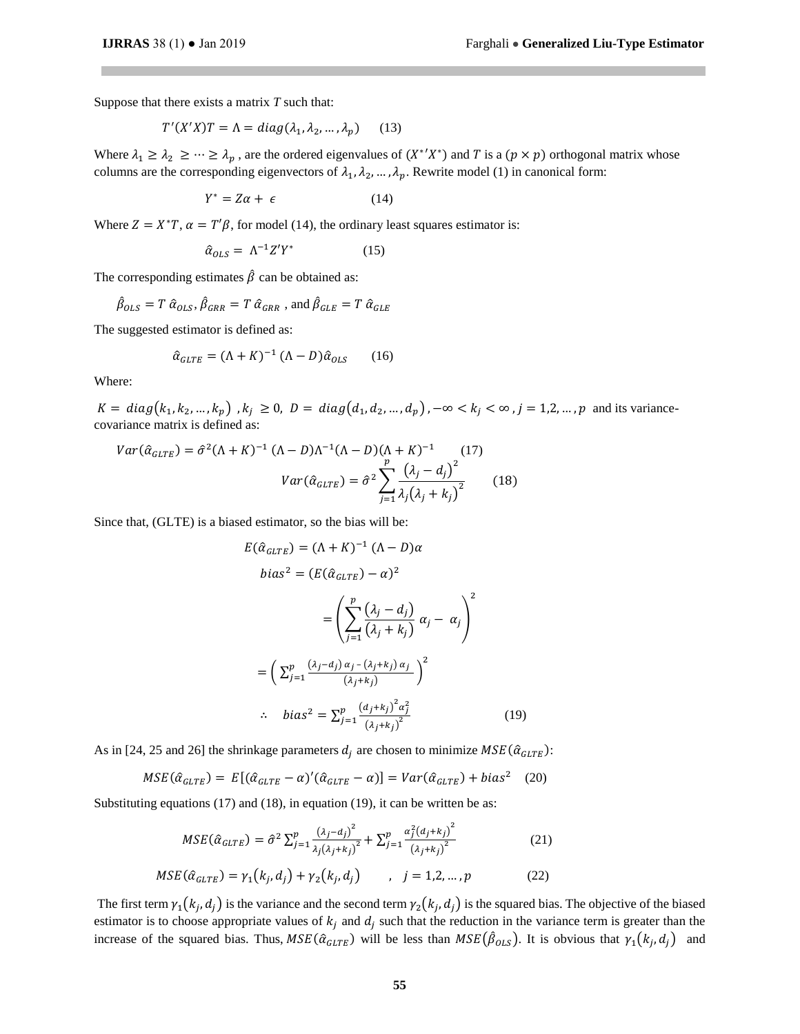Suppose that there exists a matrix $T$ such that:

$$T'(X'X)T = \Lambda = diag(\lambda_1, \lambda_2, \dots, \lambda_p) \qquad (13)$$

Where $\lambda_1 \geq \lambda_2 \geq \cdots \geq \lambda_p$ , are the ordered eigenvalues of $(X^{*\prime}X^{*})$ and $T$ is a $(p \times p)$ orthogonal matrix whose columns are the corresponding eigenvectors of $\lambda_1, \lambda_2, \dots, \lambda_p$. Rewrite model (1) in canonical form:

$$Y^* = Z\alpha + \epsilon \qquad (14)$$

Where $Z = X^*T$, $\alpha = T'\beta$, for model (14), the ordinary least squares estimator is:

$$\hat{\alpha}_{OLS} = \Lambda^{-1}Z'Y^* \qquad (15)$$

The corresponding estimates $\hat{\beta}$ can be obtained as:

$$\hat{\beta}_{OLS} = T\,\hat{\alpha}_{OLS}, \hat{\beta}_{GRR} = T\,\hat{\alpha}_{GRR}, \text{ and } \hat{\beta}_{GLE} = T\,\hat{\alpha}_{GLE}$$

The suggested estimator is defined as:

$$\hat{\alpha}_{GLTE} = (\Lambda + K)^{-1}(\Lambda - D)\hat{\alpha}_{OLS} \qquad (16)$$

Where:

$K = diag(k_1, k_2, \dots, k_p)$ , $k_j \geq 0$, $D = diag(d_1, d_2, \dots, d_p)$ , $-\infty < k_j < \infty$ , $j = 1,2, \dots, p$ and its variance-covariance matrix is defined as:

$$Var(\hat{\alpha}_{GLTE}) = \hat{\sigma}^2(\Lambda + K)^{-1}(\Lambda - D)\Lambda^{-1}(\Lambda - D)(\Lambda + K)^{-1} \qquad (17)$$

$$Var(\hat{\alpha}_{GLTE}) = \hat{\sigma}^2 \sum_{j=1}^{p} \frac{\left(\lambda_j - d_j\right)^2}{\lambda_j\left(\lambda_j + k_j\right)^2} \qquad (18)$$

Since that, (GLTE) is a biased estimator, so the bias will be:

$$E(\hat{\alpha}_{GLTE}) = (\Lambda + K)^{-1}(\Lambda - D)\alpha$$

$$bias^2 = (E(\hat{\alpha}_{GLTE}) - \alpha)^2$$

$$= \left(\sum_{j=1}^{p} \frac{\left(\lambda_j - d_j\right)}{\left(\lambda_j + k_j\right)}\,\alpha_j - \alpha_j\right)^2$$

$$= \left(\sum_{j=1}^{p} \frac{\left(\lambda_j - d_j\right)\alpha_j - \left(\lambda_j + k_j\right)\alpha_j}{\left(\lambda_j + k_j\right)}\right)^2$$

$$\therefore \quad bias^2 = \sum_{j=1}^{p} \frac{\left(d_j + k_j\right)^2 \alpha_j^2}{\left(\lambda_j + k_j\right)^2} \qquad (19)$$

As in [24, 25 and 26] the shrinkage parameters $d_j$ are chosen to minimize $MSE(\hat{\alpha}_{GLTE})$:

$$MSE(\hat{\alpha}_{GLTE}) = E[(\hat{\alpha}_{GLTE} - \alpha)'(\hat{\alpha}_{GLTE} - \alpha)] = Var(\hat{\alpha}_{GLTE}) + bias^2 \qquad (20)$$

Substituting equations (17) and (18), in equation (19), it can be written be as:

$$MSE(\hat{\alpha}_{GLTE}) = \hat{\sigma}^2 \sum_{j=1}^{p} \frac{\left(\lambda_j - d_j\right)^2}{\lambda_j\left(\lambda_j + k_j\right)^2} + \sum_{j=1}^{p} \frac{\alpha_j^2\left(d_j + k_j\right)^2}{\left(\lambda_j + k_j\right)^2} \qquad (21)$$

$$MSE(\hat{\alpha}_{GLTE}) = \gamma_1\left(k_j, d_j\right) + \gamma_2\left(k_j, d_j\right) \qquad , \quad j = 1,2, \dots, p \qquad (22)$$

The first term $\gamma_1\left(k_j, d_j\right)$ is the variance and the second term $\gamma_2\left(k_j, d_j\right)$ is the squared bias. The objective of the biased estimator is to choose appropriate values of $k_j$ and $d_j$ such that the reduction in the variance term is greater than the increase of the squared bias. Thus, $MSE(\hat{\alpha}_{GLTE})$ will be less than $MSE(\hat{\beta}_{OLS})$. It is obvious that $\gamma_1\left(k_j, d_j\right)$ and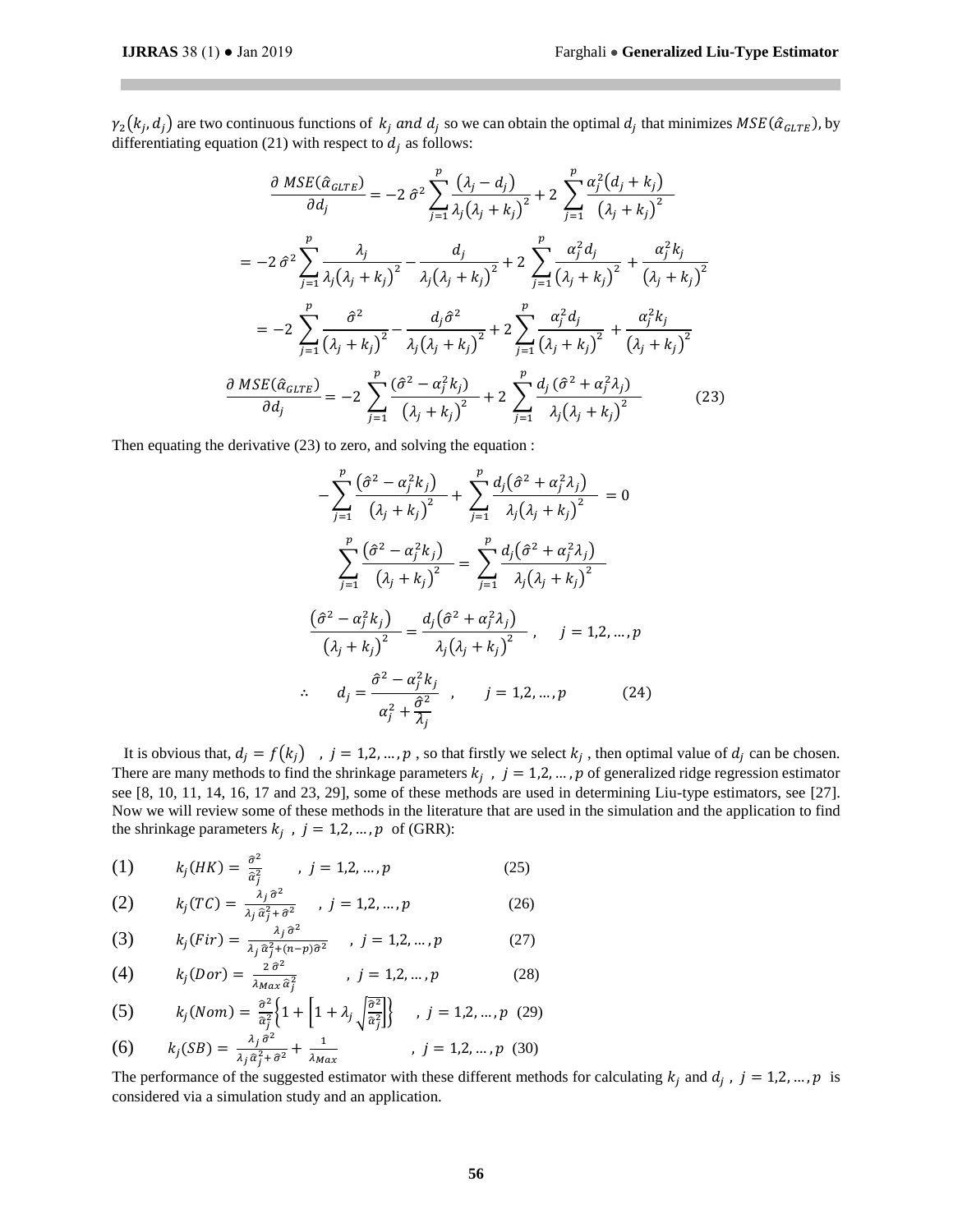$\gamma_2(k_j, d_j)$ are two continuous functions of $k_j$ *and* $d_j$ so we can obtain the optimal $d_j$ that minimizes $MSE(\hat{\alpha}_{GLTE})$, by differentiating equation (21) with respect to $d_j$ as follows:

$$\frac{\partial\ MSE(\hat{\alpha}_{GLTE})}{\partial d_j} = -2\ \hat{\sigma}^2 \sum_{j=1}^{p} \frac{(\lambda_j - d_j)}{\lambda_j(\lambda_j + k_j)^2} + 2\ \sum_{j=1}^{p} \frac{\alpha_j^2(d_j + k_j)}{(\lambda_j + k_j)^2}$$

$$= -2\ \hat{\sigma}^2 \sum_{j=1}^{p} \frac{\lambda_j}{\lambda_j(\lambda_j + k_j)^2} - \frac{d_j}{\lambda_j(\lambda_j + k_j)^2} + 2\ \sum_{j=1}^{p} \frac{\alpha_j^2 d_j}{(\lambda_j + k_j)^2} + \frac{\alpha_j^2 k_j}{(\lambda_j + k_j)^2}$$

$$= -2\ \sum_{j=1}^{p} \frac{\hat{\sigma}^2}{(\lambda_j + k_j)^2} - \frac{d_j \hat{\sigma}^2}{\lambda_j(\lambda_j + k_j)^2} + 2 \sum_{j=1}^{p} \frac{\alpha_j^2 d_j}{(\lambda_j + k_j)^2} + \frac{\alpha_j^2 k_j}{(\lambda_j + k_j)^2}$$

$$\frac{\partial\ MSE(\hat{\alpha}_{GLTE})}{\partial d_j} = -2\ \sum_{j=1}^{p} \frac{(\hat{\sigma}^2 - \alpha_j^2 k_j)}{(\lambda_j + k_j)^2} + 2\ \sum_{j=1}^{p} \frac{d_j\,(\hat{\sigma}^2 + \alpha_j^2 \lambda_j)}{\lambda_j(\lambda_j + k_j)^2} \qquad (23)$$

Then equating the derivative (23) to zero, and solving the equation :

$$-\sum_{j=1}^{p} \frac{(\hat{\sigma}^2 - \alpha_j^2 k_j)}{(\lambda_j + k_j)^2} + \sum_{j=1}^{p} \frac{d_j(\hat{\sigma}^2 + \alpha_j^2 \lambda_j)}{\lambda_j(\lambda_j + k_j)^2} = 0$$

$$\sum_{j=1}^{p} \frac{(\hat{\sigma}^2 - \alpha_j^2 k_j)}{(\lambda_j + k_j)^2} = \sum_{j=1}^{p} \frac{d_j(\hat{\sigma}^2 + \alpha_j^2 \lambda_j)}{\lambda_j(\lambda_j + k_j)^2}$$

$$\frac{(\hat{\sigma}^2 - \alpha_j^2 k_j)}{(\lambda_j + k_j)^2} = \frac{d_j(\hat{\sigma}^2 + \alpha_j^2 \lambda_j)}{\lambda_j(\lambda_j + k_j)^2}, \quad j = 1,2,\dots,p$$

$$\therefore \quad d_j = \frac{\hat{\sigma}^2 - \alpha_j^2 k_j}{\alpha_j^2 + \frac{\hat{\sigma}^2}{\lambda_j}}, \quad j = 1,2,\dots,p \qquad (24)$$

It is obvious that, $d_j = f(k_j)$ , $j = 1,2,\dots,p$ , so that firstly we select $k_j$ , then optimal value of $d_j$ can be chosen. There are many methods to find the shrinkage parameters $k_j$ , $j = 1,2,\dots,p$ of generalized ridge regression estimator see [8, 10, 11, 14, 16, 17 and 23, 29], some of these methods are used in determining Liu-type estimators, see [27]. Now we will review some of these methods in the literature that are used in the simulation and the application to find the shrinkage parameters $k_j$ , $j = 1,2,\dots,p$ of (GRR):

(1) $$k_j(HK) = \frac{\hat{\sigma}^2}{\hat{\alpha}_j^2}, \quad j = 1,2,\dots,p \qquad (25)$$

(2) $$k_j(TC) = \frac{\lambda_j\,\hat{\sigma}^2}{\lambda_j\,\hat{\alpha}_j^2 + \hat{\sigma}^2}, \quad j = 1,2,\dots,p \qquad (26)$$

(3) $$k_j(Fir) = \frac{\lambda_j\,\hat{\sigma}^2}{\lambda_j\,\hat{\alpha}_j^2 + (n-p)\hat{\sigma}^2}, \quad j = 1,2,\dots,p \qquad (27)$$

(4) $$k_j(Dor) = \frac{2\,\hat{\sigma}^2}{\lambda_{Max}\,\hat{\alpha}_j^2}, \quad j = 1,2,\dots,p \qquad (28)$$

(5) $$k_j(Nom) = \frac{\hat{\sigma}^2}{\hat{\alpha}_j^2}\left\{1 + \left[1 + \lambda_j\sqrt{\frac{\hat{\sigma}^2}{\hat{\alpha}_j^2}}\right]\right\}, \quad j = 1,2,\dots,p \qquad (29)$$

(6) $$k_j(SB) = \frac{\lambda_j\,\hat{\sigma}^2}{\lambda_j\,\hat{\alpha}_j^2 + \hat{\sigma}^2} + \frac{1}{\lambda_{Max}}, \quad j = 1,2,\dots,p \qquad (30)$$

The performance of the suggested estimator with these different methods for calculating $k_j$ and $d_j$ , $j = 1,2,\dots,p$ is considered via a simulation study and an application.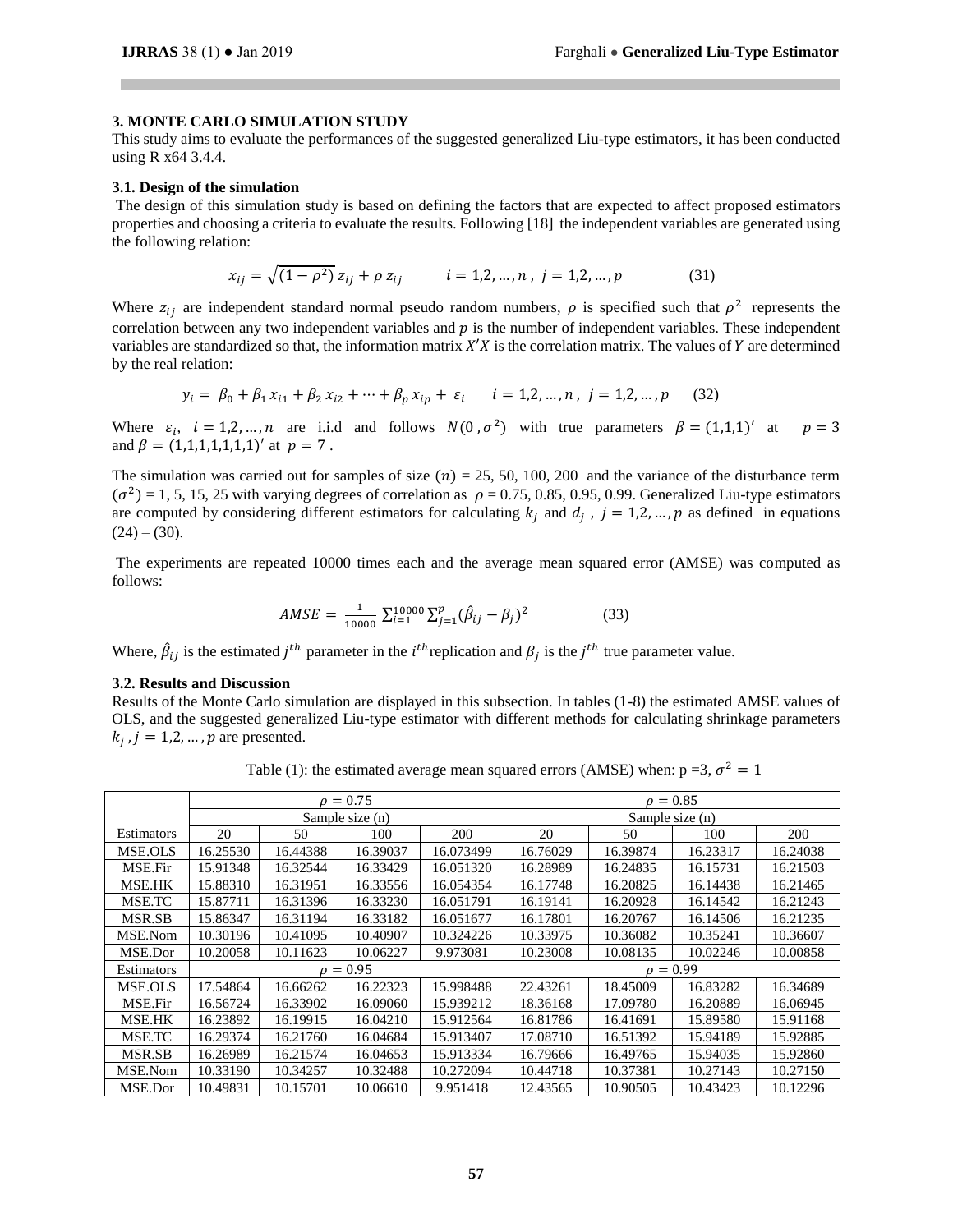### 3. MONTE CARLO SIMULATION STUDY

This study aims to evaluate the performances of the suggested generalized Liu-type estimators, it has been conducted using R x64 3.4.4.

#### 3.1. Design of the simulation

The design of this simulation study is based on defining the factors that are expected to affect proposed estimators properties and choosing a criteria to evaluate the results. Following [18] the independent variables are generated using the following relation:

$$x_{ij} = \sqrt{(1-\rho^2)}\, z_{ij} + \rho\, z_{ij} \qquad i = 1,2,\dots,n\,,\ j = 1,2,\dots,p \tag{31}$$

Where $z_{ij}$ are independent standard normal pseudo random numbers, $\rho$ is specified such that $\rho^2$ represents the correlation between any two independent variables and $p$ is the number of independent variables. These independent variables are standardized so that, the information matrix $X'X$ is the correlation matrix. The values of $Y$ are determined by the real relation:

$$y_i = \beta_0 + \beta_1 x_{i1} + \beta_2 x_{i2} + \cdots + \beta_p x_{ip} + \varepsilon_i \qquad i = 1,2,\dots,n\,,\ j = 1,2,\dots,p \tag{32}$$

Where $\varepsilon_i$, $i = 1,2,\dots,n$ are i.i.d and follows $N(0\,,\sigma^2)$ with true parameters $\beta = (1,1,1)'$ at $p = 3$ and $\beta = (1,1,1,1,1,1,1)'$ at $p = 7$ .

The simulation was carried out for samples of size $(n)$ = 25, 50, 100, 200 and the variance of the disturbance term $(\sigma^2)$ = 1, 5, 15, 25 with varying degrees of correlation as $\rho$ = 0.75, 0.85, 0.95, 0.99. Generalized Liu-type estimators are computed by considering different estimators for calculating $k_j$ and $d_j$ , $j = 1,2,\dots,p$ as defined in equations (24) – (30).

The experiments are repeated 10000 times each and the average mean squared error (AMSE) was computed as follows:

$$AMSE = \frac{1}{10000}\sum_{i=1}^{10000}\sum_{j=1}^{p}(\hat{\beta}_{ij} - \beta_j)^2 \tag{33}$$

Where, $\hat{\beta}_{ij}$ is the estimated $j^{th}$ parameter in the $i^{th}$ replication and $\beta_j$ is the $j^{th}$ true parameter value.

#### 3.2. Results and Discussion

Results of the Monte Carlo simulation are displayed in this subsection. In tables (1-8) the estimated AMSE values of OLS, and the suggested generalized Liu-type estimator with different methods for calculating shrinkage parameters $k_j$ , $j = 1,2,\dots,p$ are presented.

Table (1): the estimated average mean squared errors (AMSE) when: p =3, $\sigma^2 = 1$

| | $\rho = 0.75$ | | | | $\rho = 0.85$ | | | |
|---|---|---|---|---|---|---|---|---|
| | Sample size (n) | | | | Sample size (n) | | | |
| Estimators | 20 | 50 | 100 | 200 | 20 | 50 | 100 | 200 |
| MSE.OLS | 16.25530 | 16.44388 | 16.39037 | 16.073499 | 16.76029 | 16.39874 | 16.23317 | 16.24038 |
| MSE.Fir | 15.91348 | 16.32544 | 16.33429 | 16.051320 | 16.28989 | 16.24835 | 16.15731 | 16.21503 |
| MSE.HK | 15.88310 | 16.31951 | 16.33556 | 16.054354 | 16.17748 | 16.20825 | 16.14438 | 16.21465 |
| MSE.TC | 15.87711 | 16.31396 | 16.33230 | 16.051791 | 16.19141 | 16.20928 | 16.14542 | 16.21243 |
| MSR.SB | 15.86347 | 16.31194 | 16.33182 | 16.051677 | 16.17801 | 16.20767 | 16.14506 | 16.21235 |
| MSE.Nom | 10.30196 | 10.41095 | 10.40907 | 10.324226 | 10.33975 | 10.36082 | 10.35241 | 10.36607 |
| MSE.Dor | 10.20058 | 10.11623 | 10.06227 | 9.973081 | 10.23008 | 10.08135 | 10.02246 | 10.00858 |
| Estimators | $\rho = 0.95$ | | | | $\rho = 0.99$ | | | |
| MSE.OLS | 17.54864 | 16.66262 | 16.22323 | 15.998488 | 22.43261 | 18.45009 | 16.83282 | 16.34689 |
| MSE.Fir | 16.56724 | 16.33902 | 16.09060 | 15.939212 | 18.36168 | 17.09780 | 16.20889 | 16.06945 |
| MSE.HK | 16.23892 | 16.19915 | 16.04210 | 15.912564 | 16.81786 | 16.41691 | 15.89580 | 15.91168 |
| MSE.TC | 16.29374 | 16.21760 | 16.04684 | 15.913407 | 17.08710 | 16.51392 | 15.94189 | 15.92885 |
| MSR.SB | 16.26989 | 16.21574 | 16.04653 | 15.913334 | 16.79666 | 16.49765 | 15.94035 | 15.92860 |
| MSE.Nom | 10.33190 | 10.34257 | 10.32488 | 10.272094 | 10.44718 | 10.37381 | 10.27143 | 10.27150 |
| MSE.Dor | 10.49831 | 10.15701 | 10.06610 | 9.951418 | 12.43565 | 10.90505 | 10.43423 | 10.12296 |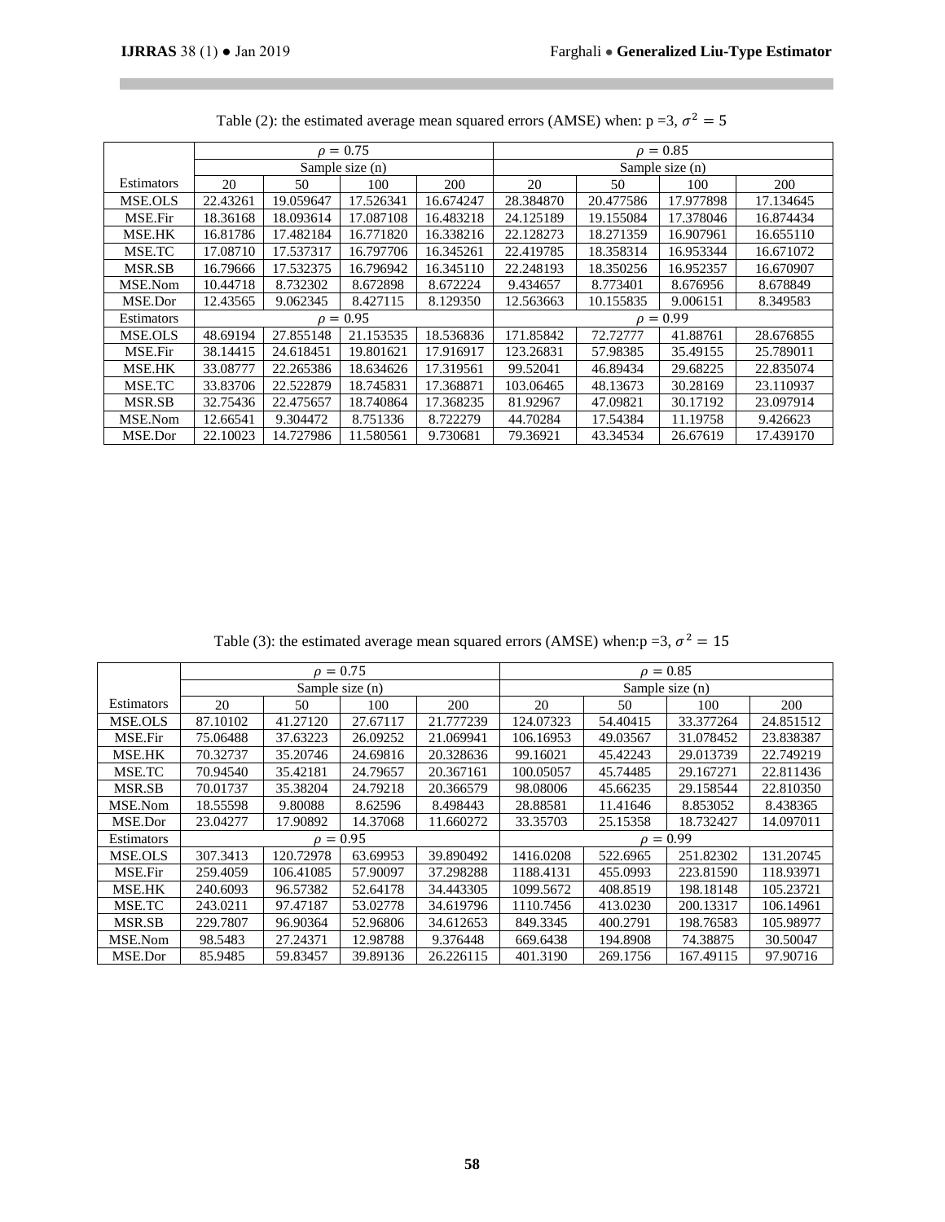Table (2): the estimated average mean squared errors (AMSE) when: p =3, $\sigma^2 = 5$

| | $\rho = 0.75$ | | | | $\rho = 0.85$ | | | |
|---|---|---|---|---|---|---|---|---|
| | Sample size (n) | | | | Sample size (n) | | | |
| Estimators | 20 | 50 | 100 | 200 | 20 | 50 | 100 | 200 |
| MSE.OLS | 22.43261 | 19.059647 | 17.526341 | 16.674247 | 28.384870 | 20.477586 | 17.977898 | 17.134645 |
| MSE.Fir | 18.36168 | 18.093614 | 17.087108 | 16.483218 | 24.125189 | 19.155084 | 17.378046 | 16.874434 |
| MSE.HK | 16.81786 | 17.482184 | 16.771820 | 16.338216 | 22.128273 | 18.271359 | 16.907961 | 16.655110 |
| MSE.TC | 17.08710 | 17.537317 | 16.797706 | 16.345261 | 22.419785 | 18.358314 | 16.953344 | 16.671072 |
| MSR.SB | 16.79666 | 17.532375 | 16.796942 | 16.345110 | 22.248193 | 18.350256 | 16.952357 | 16.670907 |
| MSE.Nom | 10.44718 | 8.732302 | 8.672898 | 8.672224 | 9.434657 | 8.773401 | 8.676956 | 8.678849 |
| MSE.Dor | 12.43565 | 9.062345 | 8.427115 | 8.129350 | 12.563663 | 10.155835 | 9.006151 | 8.349583 |
| Estimators | $\rho = 0.95$ | | | | $\rho = 0.99$ | | | |
| MSE.OLS | 48.69194 | 27.855148 | 21.153535 | 18.536836 | 171.85842 | 72.72777 | 41.88761 | 28.676855 |
| MSE.Fir | 38.14415 | 24.618451 | 19.801621 | 17.916917 | 123.26831 | 57.98385 | 35.49155 | 25.789011 |
| MSE.HK | 33.08777 | 22.265386 | 18.634626 | 17.319561 | 99.52041 | 46.89434 | 29.68225 | 22.835074 |
| MSE.TC | 33.83706 | 22.522879 | 18.745831 | 17.368871 | 103.06465 | 48.13673 | 30.28169 | 23.110937 |
| MSR.SB | 32.75436 | 22.475657 | 18.740864 | 17.368235 | 81.92967 | 47.09821 | 30.17192 | 23.097914 |
| MSE.Nom | 12.66541 | 9.304472 | 8.751336 | 8.722279 | 44.70284 | 17.54384 | 11.19758 | 9.426623 |
| MSE.Dor | 22.10023 | 14.727986 | 11.580561 | 9.730681 | 79.36921 | 43.34534 | 26.67619 | 17.439170 |

Table (3): the estimated average mean squared errors (AMSE) when:p =3, $\sigma^2 = 15$

| | $\rho = 0.75$ | | | | $\rho = 0.85$ | | | |
|---|---|---|---|---|---|---|---|---|
| | Sample size (n) | | | | Sample size (n) | | | |
| Estimators | 20 | 50 | 100 | 200 | 20 | 50 | 100 | 200 |
| MSE.OLS | 87.10102 | 41.27120 | 27.67117 | 21.777239 | 124.07323 | 54.40415 | 33.377264 | 24.851512 |
| MSE.Fir | 75.06488 | 37.63223 | 26.09252 | 21.069941 | 106.16953 | 49.03567 | 31.078452 | 23.838387 |
| MSE.HK | 70.32737 | 35.20746 | 24.69816 | 20.328636 | 99.16021 | 45.42243 | 29.013739 | 22.749219 |
| MSE.TC | 70.94540 | 35.42181 | 24.79657 | 20.367161 | 100.05057 | 45.74485 | 29.167271 | 22.811436 |
| MSR.SB | 70.01737 | 35.38204 | 24.79218 | 20.366579 | 98.08006 | 45.66235 | 29.158544 | 22.810350 |
| MSE.Nom | 18.55598 | 9.80088 | 8.62596 | 8.498443 | 28.88581 | 11.41646 | 8.853052 | 8.438365 |
| MSE.Dor | 23.04277 | 17.90892 | 14.37068 | 11.660272 | 33.35703 | 25.15358 | 18.732427 | 14.097011 |
| Estimators | $\rho = 0.95$ | | | | $\rho = 0.99$ | | | |
| MSE.OLS | 307.3413 | 120.72978 | 63.69953 | 39.890492 | 1416.0208 | 522.6965 | 251.82302 | 131.20745 |
| MSE.Fir | 259.4059 | 106.41085 | 57.90097 | 37.298288 | 1188.4131 | 455.0993 | 223.81590 | 118.93971 |
| MSE.HK | 240.6093 | 96.57382 | 52.64178 | 34.443305 | 1099.5672 | 408.8519 | 198.18148 | 105.23721 |
| MSE.TC | 243.0211 | 97.47187 | 53.02778 | 34.619796 | 1110.7456 | 413.0230 | 200.13317 | 106.14961 |
| MSR.SB | 229.7807 | 96.90364 | 52.96806 | 34.612653 | 849.3345 | 400.2791 | 198.76583 | 105.98977 |
| MSE.Nom | 98.5483 | 27.24371 | 12.98788 | 9.376448 | 669.6438 | 194.8908 | 74.38875 | 30.50047 |
| MSE.Dor | 85.9485 | 59.83457 | 39.89136 | 26.226115 | 401.3190 | 269.1756 | 167.49115 | 97.90716 |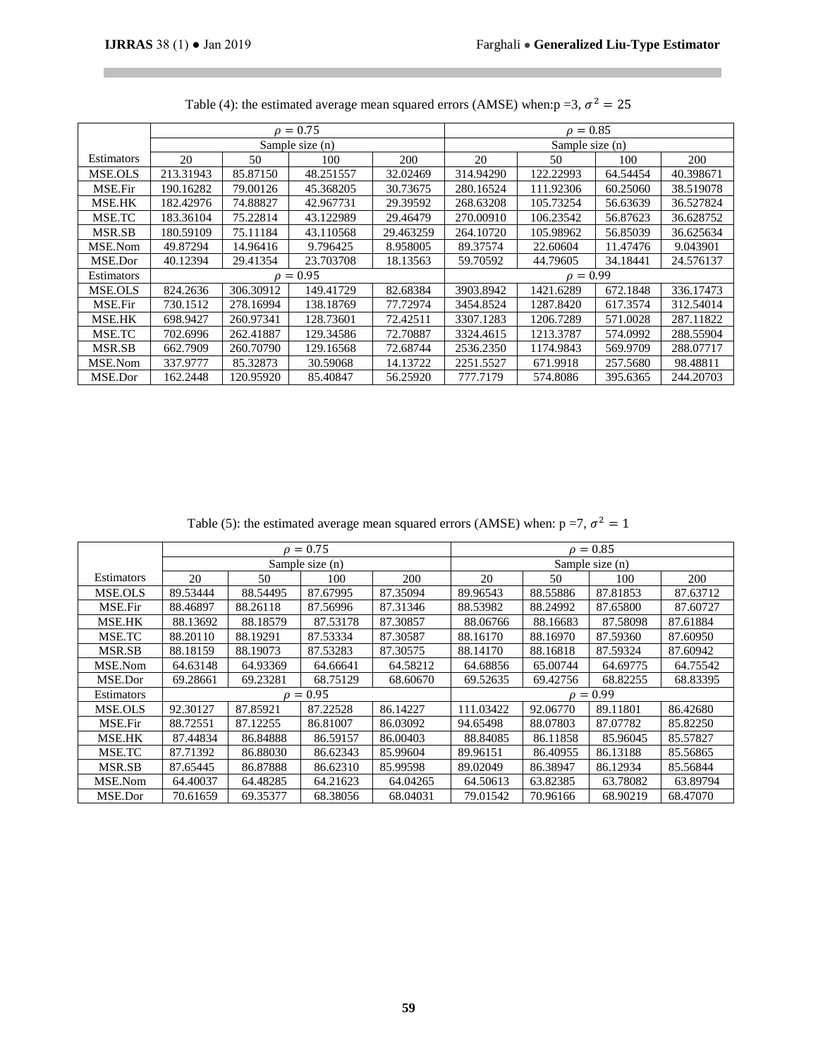Table (4): the estimated average mean squared errors (AMSE) when:p =3, $\sigma^2 = 25$

| | $\rho = 0.75$ | | | | $\rho = 0.85$ | | | |
|---|---|---|---|---|---|---|---|---|
| | Sample size (n) | | | | Sample size (n) | | | |
| Estimators | 20 | 50 | 100 | 200 | 20 | 50 | 100 | 200 |
| MSE.OLS | 213.31943 | 85.87150 | 48.251557 | 32.02469 | 314.94290 | 122.22993 | 64.54454 | 40.398671 |
| MSE.Fir | 190.16282 | 79.00126 | 45.368205 | 30.73675 | 280.16524 | 111.92306 | 60.25060 | 38.519078 |
| MSE.HK | 182.42976 | 74.88827 | 42.967731 | 29.39592 | 268.63208 | 105.73254 | 56.63639 | 36.527824 |
| MSE.TC | 183.36104 | 75.22814 | 43.122989 | 29.46479 | 270.00910 | 106.23542 | 56.87623 | 36.628752 |
| MSR.SB | 180.59109 | 75.11184 | 43.110568 | 29.463259 | 264.10720 | 105.98962 | 56.85039 | 36.625634 |
| MSE.Nom | 49.87294 | 14.96416 | 9.796425 | 8.958005 | 89.37574 | 22.60604 | 11.47476 | 9.043901 |
| MSE.Dor | 40.12394 | 29.41354 | 23.703708 | 18.13563 | 59.70592 | 44.79605 | 34.18441 | 24.576137 |
| Estimators | $\rho = 0.95$ | | | | $\rho = 0.99$ | | | |
| MSE.OLS | 824.2636 | 306.30912 | 149.41729 | 82.68384 | 3903.8942 | 1421.6289 | 672.1848 | 336.17473 |
| MSE.Fir | 730.1512 | 278.16994 | 138.18769 | 77.72974 | 3454.8524 | 1287.8420 | 617.3574 | 312.54014 |
| MSE.HK | 698.9427 | 260.97341 | 128.73601 | 72.42511 | 3307.1283 | 1206.7289 | 571.0028 | 287.11822 |
| MSE.TC | 702.6996 | 262.41887 | 129.34586 | 72.70887 | 3324.4615 | 1213.3787 | 574.0992 | 288.55904 |
| MSR.SB | 662.7909 | 260.70790 | 129.16568 | 72.68744 | 2536.2350 | 1174.9843 | 569.9709 | 288.07717 |
| MSE.Nom | 337.9777 | 85.32873 | 30.59068 | 14.13722 | 2251.5527 | 671.9918 | 257.5680 | 98.48811 |
| MSE.Dor | 162.2448 | 120.95920 | 85.40847 | 56.25920 | 777.7179 | 574.8086 | 395.6365 | 244.20703 |

Table (5): the estimated average mean squared errors (AMSE) when: p =7, $\sigma^2 = 1$

| | $\rho = 0.75$ | | | | $\rho = 0.85$ | | | |
|---|---|---|---|---|---|---|---|---|
| | Sample size (n) | | | | Sample size (n) | | | |
| Estimators | 20 | 50 | 100 | 200 | 20 | 50 | 100 | 200 |
| MSE.OLS | 89.53444 | 88.54495 | 87.67995 | 87.35094 | 89.96543 | 88.55886 | 87.81853 | 87.63712 |
| MSE.Fir | 88.46897 | 88.26118 | 87.56996 | 87.31346 | 88.53982 | 88.24992 | 87.65800 | 87.60727 |
| MSE.HK | 88.13692 | 88.18579 | 87.53178 | 87.30857 | 88.06766 | 88.16683 | 87.58098 | 87.61884 |
| MSE.TC | 88.20110 | 88.19291 | 87.53334 | 87.30587 | 88.16170 | 88.16970 | 87.59360 | 87.60950 |
| MSR.SB | 88.18159 | 88.19073 | 87.53283 | 87.30575 | 88.14170 | 88.16818 | 87.59324 | 87.60942 |
| MSE.Nom | 64.63148 | 64.93369 | 64.66641 | 64.58212 | 64.68856 | 65.00744 | 64.69775 | 64.75542 |
| MSE.Dor | 69.28661 | 69.23281 | 68.75129 | 68.60670 | 69.52635 | 69.42756 | 68.82255 | 68.83395 |
| Estimators | $\rho = 0.95$ | | | | $\rho = 0.99$ | | | |
| MSE.OLS | 92.30127 | 87.85921 | 87.22528 | 86.14227 | 111.03422 | 92.06770 | 89.11801 | 86.42680 |
| MSE.Fir | 88.72551 | 87.12255 | 86.81007 | 86.03092 | 94.65498 | 88.07803 | 87.07782 | 85.82250 |
| MSE.HK | 87.44834 | 86.84888 | 86.59157 | 86.00403 | 88.84085 | 86.11858 | 85.96045 | 85.57827 |
| MSE.TC | 87.71392 | 86.88030 | 86.62343 | 85.99604 | 89.96151 | 86.40955 | 86.13188 | 85.56865 |
| MSR.SB | 87.65445 | 86.87888 | 86.62310 | 85.99598 | 89.02049 | 86.38947 | 86.12934 | 85.56844 |
| MSE.Nom | 64.40037 | 64.48285 | 64.21623 | 64.04265 | 64.50613 | 63.82385 | 63.78082 | 63.89794 |
| MSE.Dor | 70.61659 | 69.35377 | 68.38056 | 68.04031 | 79.01542 | 70.96166 | 68.90219 | 68.47070 |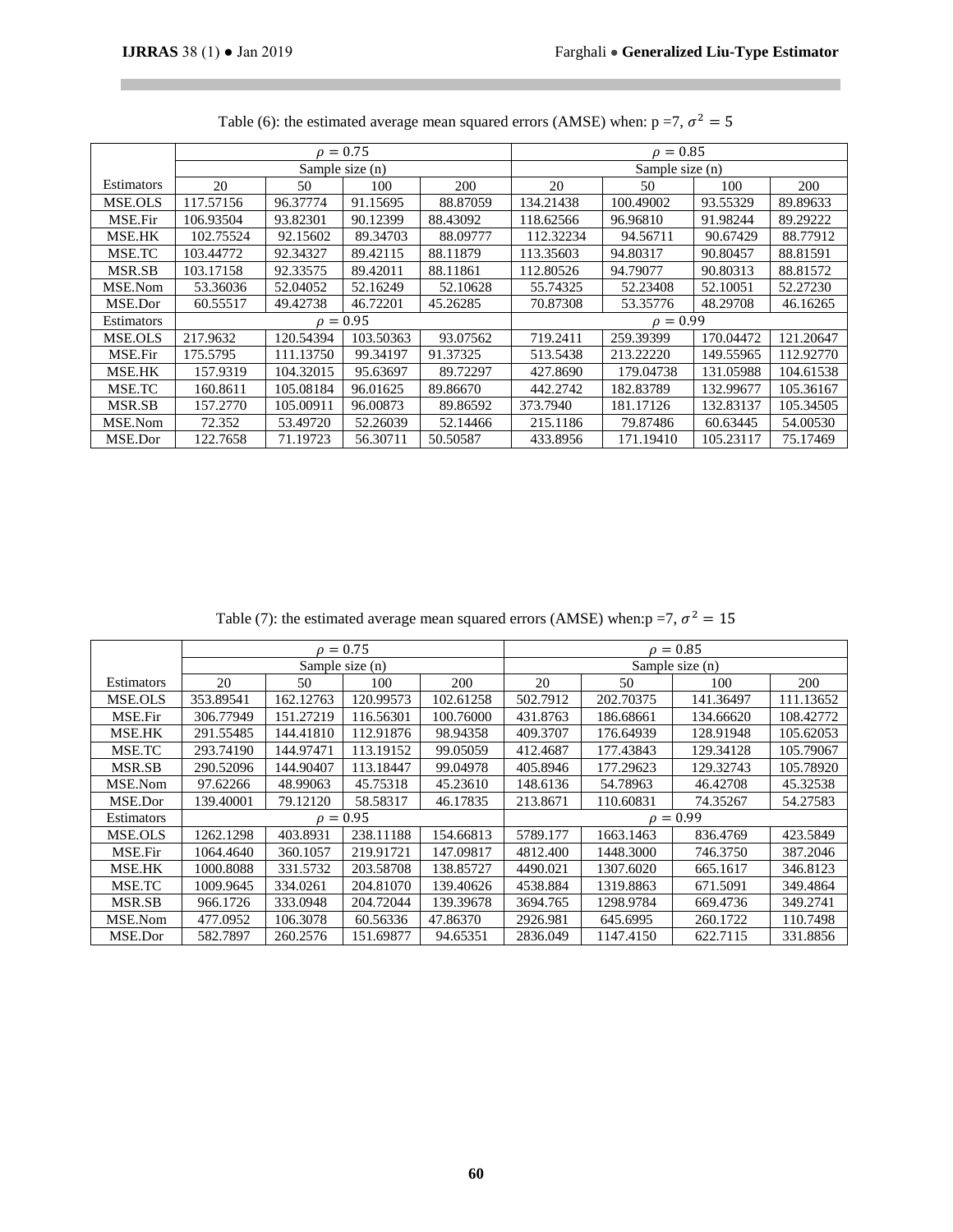Table (6): the estimated average mean squared errors (AMSE) when: p =7, $\sigma^2 = 5$

| | $\rho = 0.75$ | | | | $\rho = 0.85$ | | | |
|---|---|---|---|---|---|---|---|---|
| | Sample size (n) | | | | Sample size (n) | | | |
| Estimators | 20 | 50 | 100 | 200 | 20 | 50 | 100 | 200 |
| MSE.OLS | 117.57156 | 96.37774 | 91.15695 | 88.87059 | 134.21438 | 100.49002 | 93.55329 | 89.89633 |
| MSE.Fir | 106.93504 | 93.82301 | 90.12399 | 88.43092 | 118.62566 | 96.96810 | 91.98244 | 89.29222 |
| MSE.HK | 102.75524 | 92.15602 | 89.34703 | 88.09777 | 112.32234 | 94.56711 | 90.67429 | 88.77912 |
| MSE.TC | 103.44772 | 92.34327 | 89.42115 | 88.11879 | 113.35603 | 94.80317 | 90.80457 | 88.81591 |
| MSR.SB | 103.17158 | 92.33575 | 89.42011 | 88.11861 | 112.80526 | 94.79077 | 90.80313 | 88.81572 |
| MSE.Nom | 53.36036 | 52.04052 | 52.16249 | 52.10628 | 55.74325 | 52.23408 | 52.10051 | 52.27230 |
| MSE.Dor | 60.55517 | 49.42738 | 46.72201 | 45.26285 | 70.87308 | 53.35776 | 48.29708 | 46.16265 |
| Estimators | $\rho = 0.95$ | | | | $\rho = 0.99$ | | | |
| MSE.OLS | 217.9632 | 120.54394 | 103.50363 | 93.07562 | 719.2411 | 259.39399 | 170.04472 | 121.20647 |
| MSE.Fir | 175.5795 | 111.13750 | 99.34197 | 91.37325 | 513.5438 | 213.22220 | 149.55965 | 112.92770 |
| MSE.HK | 157.9319 | 104.32015 | 95.63697 | 89.72297 | 427.8690 | 179.04738 | 131.05988 | 104.61538 |
| MSE.TC | 160.8611 | 105.08184 | 96.01625 | 89.86670 | 442.2742 | 182.83789 | 132.99677 | 105.36167 |
| MSR.SB | 157.2770 | 105.00911 | 96.00873 | 89.86592 | 373.7940 | 181.17126 | 132.83137 | 105.34505 |
| MSE.Nom | 72.352 | 53.49720 | 52.26039 | 52.14466 | 215.1186 | 79.87486 | 60.63445 | 54.00530 |
| MSE.Dor | 122.7658 | 71.19723 | 56.30711 | 50.50587 | 433.8956 | 171.19410 | 105.23117 | 75.17469 |

Table (7): the estimated average mean squared errors (AMSE) when:p =7, $\sigma^2 = 15$

| | $\rho = 0.75$ | | | | $\rho = 0.85$ | | | |
|---|---|---|---|---|---|---|---|---|
| | Sample size (n) | | | | Sample size (n) | | | |
| Estimators | 20 | 50 | 100 | 200 | 20 | 50 | 100 | 200 |
| MSE.OLS | 353.89541 | 162.12763 | 120.99573 | 102.61258 | 502.7912 | 202.70375 | 141.36497 | 111.13652 |
| MSE.Fir | 306.77949 | 151.27219 | 116.56301 | 100.76000 | 431.8763 | 186.68661 | 134.66620 | 108.42772 |
| MSE.HK | 291.55485 | 144.41810 | 112.91876 | 98.94358 | 409.3707 | 176.64939 | 128.91948 | 105.62053 |
| MSE.TC | 293.74190 | 144.97471 | 113.19152 | 99.05059 | 412.4687 | 177.43843 | 129.34128 | 105.79067 |
| MSR.SB | 290.52096 | 144.90407 | 113.18447 | 99.04978 | 405.8946 | 177.29623 | 129.32743 | 105.78920 |
| MSE.Nom | 97.62266 | 48.99063 | 45.75318 | 45.23610 | 148.6136 | 54.78963 | 46.42708 | 45.32538 |
| MSE.Dor | 139.40001 | 79.12120 | 58.58317 | 46.17835 | 213.8671 | 110.60831 | 74.35267 | 54.27583 |
| Estimators | $\rho = 0.95$ | | | | $\rho = 0.99$ | | | |
| MSE.OLS | 1262.1298 | 403.8931 | 238.11188 | 154.66813 | 5789.177 | 1663.1463 | 836.4769 | 423.5849 |
| MSE.Fir | 1064.4640 | 360.1057 | 219.91721 | 147.09817 | 4812.400 | 1448.3000 | 746.3750 | 387.2046 |
| MSE.HK | 1000.8088 | 331.5732 | 203.58708 | 138.85727 | 4490.021 | 1307.6020 | 665.1617 | 346.8123 |
| MSE.TC | 1009.9645 | 334.0261 | 204.81070 | 139.40626 | 4538.884 | 1319.8863 | 671.5091 | 349.4864 |
| MSR.SB | 966.1726 | 333.0948 | 204.72044 | 139.39678 | 3694.765 | 1298.9784 | 669.4736 | 349.2741 |
| MSE.Nom | 477.0952 | 106.3078 | 60.56336 | 47.86370 | 2926.981 | 645.6995 | 260.1722 | 110.7498 |
| MSE.Dor | 582.7897 | 260.2576 | 151.69877 | 94.65351 | 2836.049 | 1147.4150 | 622.7115 | 331.8856 |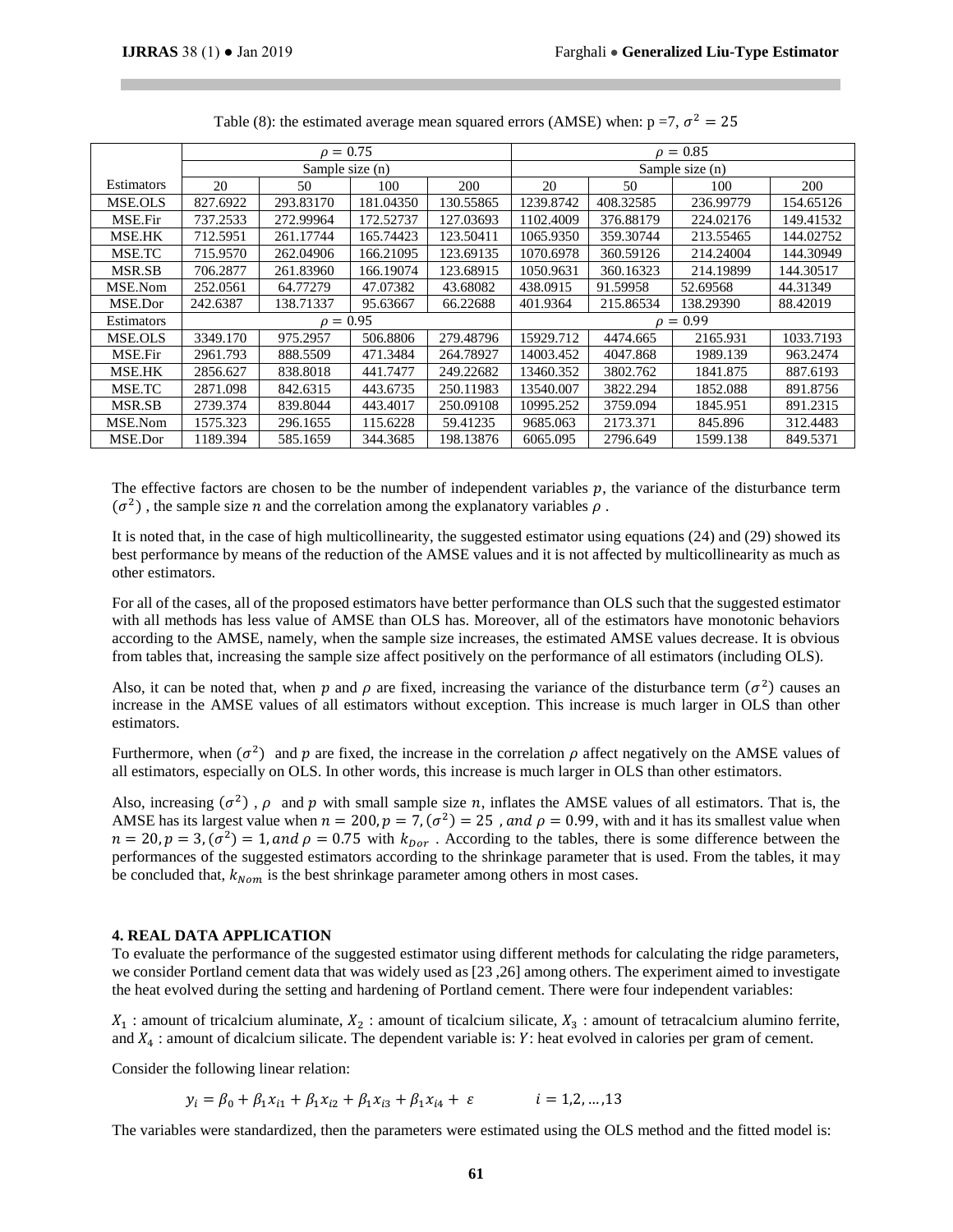Table (8): the estimated average mean squared errors (AMSE) when: p =7, $\sigma^2 = 25$

| | $\rho = 0.75$ | | | | $\rho = 0.85$ | | | |
|---|---|---|---|---|---|---|---|---|
| | Sample size (n) | | | | Sample size (n) | | | |
| Estimators | 20 | 50 | 100 | 200 | 20 | 50 | 100 | 200 |
| MSE.OLS | 827.6922 | 293.83170 | 181.04350 | 130.55865 | 1239.8742 | 408.32585 | 236.99779 | 154.65126 |
| MSE.Fir | 737.2533 | 272.99964 | 172.52737 | 127.03693 | 1102.4009 | 376.88179 | 224.02176 | 149.41532 |
| MSE.HK | 712.5951 | 261.17744 | 165.74423 | 123.50411 | 1065.9350 | 359.30744 | 213.55465 | 144.02752 |
| MSE.TC | 715.9570 | 262.04906 | 166.21095 | 123.69135 | 1070.6978 | 360.59126 | 214.24004 | 144.30949 |
| MSR.SB | 706.2877 | 261.83960 | 166.19074 | 123.68915 | 1050.9631 | 360.16323 | 214.19899 | 144.30517 |
| MSE.Nom | 252.0561 | 64.77279 | 47.07382 | 43.68082 | 438.0915 | 91.59958 | 52.69568 | 44.31349 |
| MSE.Dor | 242.6387 | 138.71337 | 95.63667 | 66.22688 | 401.9364 | 215.86534 | 138.29390 | 88.42019 |
| Estimators | $\rho = 0.95$ | | | | $\rho = 0.99$ | | | |
| MSE.OLS | 3349.170 | 975.2957 | 506.8806 | 279.48796 | 15929.712 | 4474.665 | 2165.931 | 1033.7193 |
| MSE.Fir | 2961.793 | 888.5509 | 471.3484 | 264.78927 | 14003.452 | 4047.868 | 1989.139 | 963.2474 |
| MSE.HK | 2856.627 | 838.8018 | 441.7477 | 249.22682 | 13460.352 | 3802.762 | 1841.875 | 887.6193 |
| MSE.TC | 2871.098 | 842.6315 | 443.6735 | 250.11983 | 13540.007 | 3822.294 | 1852.088 | 891.8756 |
| MSR.SB | 2739.374 | 839.8044 | 443.4017 | 250.09108 | 10995.252 | 3759.094 | 1845.951 | 891.2315 |
| MSE.Nom | 1575.323 | 296.1655 | 115.6228 | 59.41235 | 9685.063 | 2173.371 | 845.896 | 312.4483 |
| MSE.Dor | 1189.394 | 585.1659 | 344.3685 | 198.13876 | 6065.095 | 2796.649 | 1599.138 | 849.5371 |

The effective factors are chosen to be the number of independent variables $p$, the variance of the disturbance term $(\sigma^2)$ , the sample size $n$ and the correlation among the explanatory variables $\rho$ .

It is noted that, in the case of high multicollinearity, the suggested estimator using equations (24) and (29) showed its best performance by means of the reduction of the AMSE values and it is not affected by multicollinearity as much as other estimators.

For all of the cases, all of the proposed estimators have better performance than OLS such that the suggested estimator with all methods has less value of AMSE than OLS has. Moreover, all of the estimators have monotonic behaviors according to the AMSE, namely, when the sample size increases, the estimated AMSE values decrease. It is obvious from tables that, increasing the sample size affect positively on the performance of all estimators (including OLS).

Also, it can be noted that, when $p$ and $\rho$ are fixed, increasing the variance of the disturbance term $(\sigma^2)$ causes an increase in the AMSE values of all estimators without exception. This increase is much larger in OLS than other estimators.

Furthermore, when $(\sigma^2)$ and $p$ are fixed, the increase in the correlation $\rho$ affect negatively on the AMSE values of all estimators, especially on OLS. In other words, this increase is much larger in OLS than other estimators.

Also, increasing $(\sigma^2)$ , $\rho$ and $p$ with small sample size $n$, inflates the AMSE values of all estimators. That is, the AMSE has its largest value when $n = 200, p = 7, (\sigma^2) = 25$ , $and$ $\rho = 0.99$, with and it has its smallest value when $n = 20, p = 3, (\sigma^2) = 1, and$ $\rho = 0.75$ with $k_{Dor}$ . According to the tables, there is some difference between the performances of the suggested estimators according to the shrinkage parameter that is used. From the tables, it may be concluded that, $k_{Nom}$ is the best shrinkage parameter among others in most cases.

## 4. REAL DATA APPLICATION

To evaluate the performance of the suggested estimator using different methods for calculating the ridge parameters, we consider Portland cement data that was widely used as [23 ,26] among others. The experiment aimed to investigate the heat evolved during the setting and hardening of Portland cement. There were four independent variables:

$X_1$ : amount of tricalcium aluminate, $X_2$ : amount of ticalcium silicate, $X_3$ : amount of tetracalcium alumino ferrite, and $X_4$ : amount of dicalcium silicate. The dependent variable is: $Y$: heat evolved in calories per gram of cement.

Consider the following linear relation:

$$y_i = \beta_0 + \beta_1 x_{i1} + \beta_1 x_{i2} + \beta_1 x_{i3} + \beta_1 x_{i4} + \varepsilon \qquad i = 1,2,\dots,13$$

The variables were standardized, then the parameters were estimated using the OLS method and the fitted model is: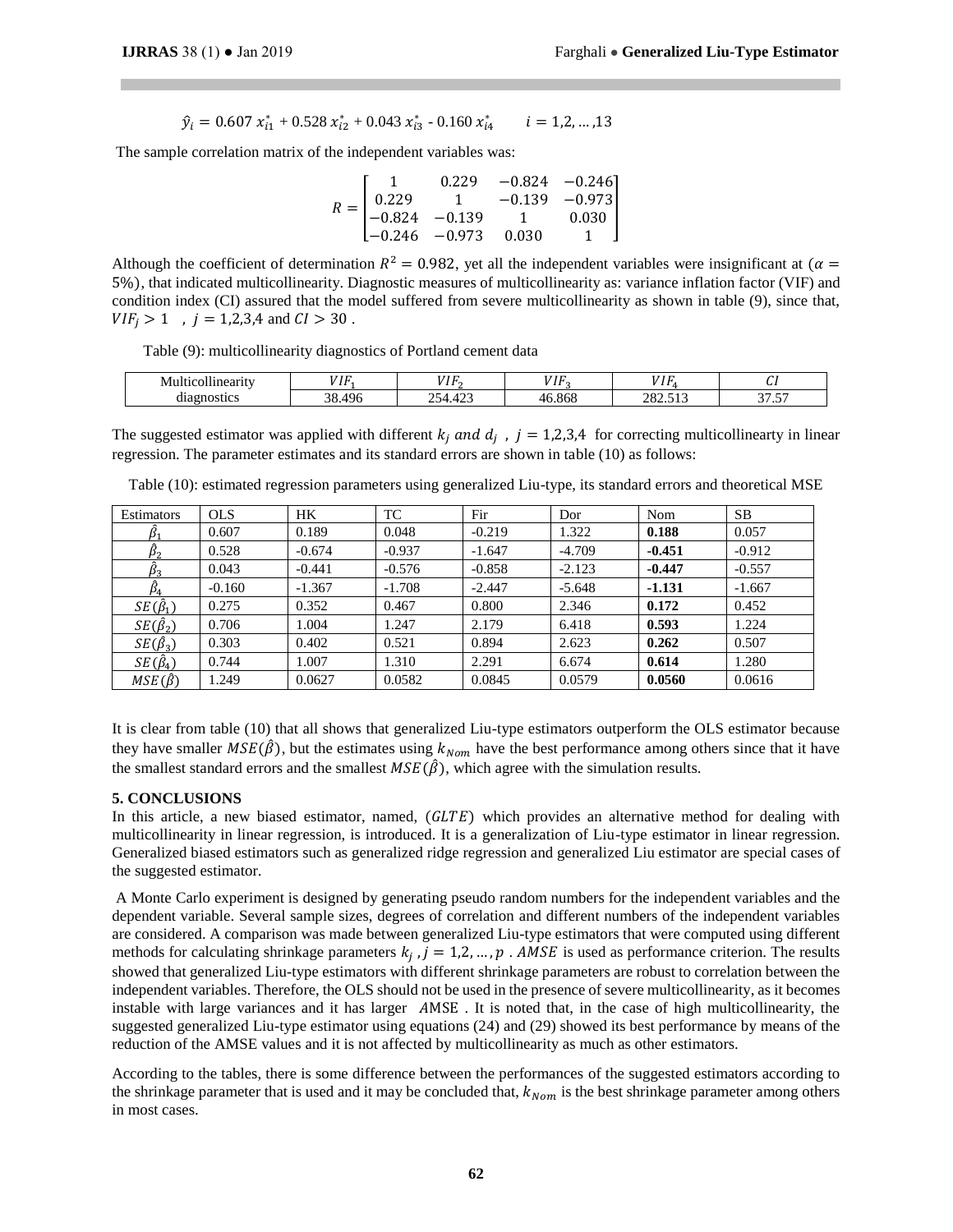$$\hat{y}_i = 0.607\ x_{i1}^* + 0.528\ x_{i2}^* + 0.043\ x_{i3}^* - 0.160\ x_{i4}^* \qquad i = 1,2, \dots, 13$$

The sample correlation matrix of the independent variables was:

$$R = \begin{bmatrix} 1 & 0.229 & -0.824 & -0.246 \\ 0.229 & 1 & -0.139 & -0.973 \\ -0.824 & -0.139 & 1 & 0.030 \\ -0.246 & -0.973 & 0.030 & 1 \end{bmatrix}$$

Although the coefficient of determination $R^2 = 0.982$, yet all the independent variables were insignificant at ($\alpha = 5\%$), that indicated multicollinearity. Diagnostic measures of multicollinearity as: variance inflation factor (VIF) and condition index (CI) assured that the model suffered from severe multicollinearity as shown in table (9), since that, $VIF_j > 1 \quad , \ j = 1,2,3,4$ and $CI > 30$ .

Table (9): multicollinearity diagnostics of Portland cement data

| Multicollinearity diagnostics | $VIF_1$ | $VIF_2$ | $VIF_3$ | $VIF_4$ | $CI$ |
|---|---|---|---|---|---|
| | 38.496 | 254.423 | 46.868 | 282.513 | 37.57 |

The suggested estimator was applied with different $k_j$ *and* $d_j$ , $j = 1,2,3,4$ for correcting multicollinearty in linear regression. The parameter estimates and its standard errors are shown in table (10) as follows:

Table (10): estimated regression parameters using generalized Liu-type, its standard errors and theoretical MSE

| Estimators | OLS | HK | TC | Fir | Dor | Nom | SB |
|---|---|---|---|---|---|---|---|
| $\hat{\beta}_1$ | 0.607 | 0.189 | 0.048 | -0.219 | 1.322 | **0.188** | 0.057 |
| $\hat{\beta}_2$ | 0.528 | -0.674 | -0.937 | -1.647 | -4.709 | **-0.451** | -0.912 |
| $\hat{\beta}_3$ | 0.043 | -0.441 | -0.576 | -0.858 | -2.123 | **-0.447** | -0.557 |
| $\hat{\beta}_4$ | -0.160 | -1.367 | -1.708 | -2.447 | -5.648 | **-1.131** | -1.667 |
| $SE(\hat{\beta}_1)$ | 0.275 | 0.352 | 0.467 | 0.800 | 2.346 | **0.172** | 0.452 |
| $SE(\hat{\beta}_2)$ | 0.706 | 1.004 | 1.247 | 2.179 | 6.418 | **0.593** | 1.224 |
| $SE(\hat{\beta}_3)$ | 0.303 | 0.402 | 0.521 | 0.894 | 2.623 | **0.262** | 0.507 |
| $SE(\hat{\beta}_4)$ | 0.744 | 1.007 | 1.310 | 2.291 | 6.674 | **0.614** | 1.280 |
| $MSE(\hat{\beta})$ | 1.249 | 0.0627 | 0.0582 | 0.0845 | 0.0579 | **0.0560** | 0.0616 |

It is clear from table (10) that all shows that generalized Liu-type estimators outperform the OLS estimator because they have smaller $MSE(\hat{\beta})$, but the estimates using $k_{Nom}$ have the best performance among others since that it have the smallest standard errors and the smallest $MSE(\hat{\beta})$, which agree with the simulation results.

## 5. CONCLUSIONS

In this article, a new biased estimator, named, ($GLTE$) which provides an alternative method for dealing with multicollinearity in linear regression, is introduced. It is a generalization of Liu-type estimator in linear regression. Generalized biased estimators such as generalized ridge regression and generalized Liu estimator are special cases of the suggested estimator.

A Monte Carlo experiment is designed by generating pseudo random numbers for the independent variables and the dependent variable. Several sample sizes, degrees of correlation and different numbers of the independent variables are considered. A comparison was made between generalized Liu-type estimators that were computed using different methods for calculating shrinkage parameters $k_j$ , $j = 1,2, \dots, p$ . $AMSE$ is used as performance criterion. The results showed that generalized Liu-type estimators with different shrinkage parameters are robust to correlation between the independent variables. Therefore, the OLS should not be used in the presence of severe multicollinearity, as it becomes instable with large variances and it has larger $AMSE$ . It is noted that, in the case of high multicollinearity, the suggested generalized Liu-type estimator using equations (24) and (29) showed its best performance by means of the reduction of the AMSE values and it is not affected by multicollinearity as much as other estimators.

According to the tables, there is some difference between the performances of the suggested estimators according to the shrinkage parameter that is used and it may be concluded that, $k_{Nom}$ is the best shrinkage parameter among others in most cases.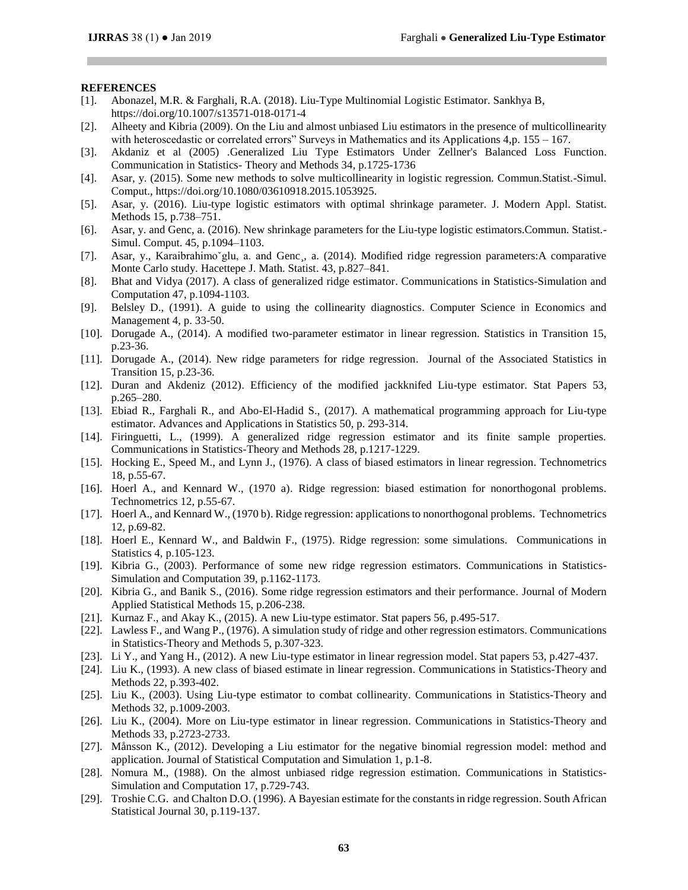**REFERENCES**

[1]. Abonazel, M.R. & Farghali, R.A. (2018). Liu-Type Multinomial Logistic Estimator. Sankhya B, https://doi.org/10.1007/s13571-018-0171-4

[2]. Alheety and Kibria (2009). On the Liu and almost unbiased Liu estimators in the presence of multicollinearity with heteroscedastic or correlated errors" Surveys in Mathematics and its Applications 4,p. 155 – 167.

[3]. Akdaniz et al (2005) .Generalized Liu Type Estimators Under Zellner's Balanced Loss Function. Communication in Statistics- Theory and Methods 34, p.1725-1736

[4]. Asar, y. (2015). Some new methods to solve multicollinearity in logistic regression. Commun.Statist.-Simul. Comput., https://doi.org/10.1080/03610918.2015.1053925.

[5]. Asar, y. (2016). Liu-type logistic estimators with optimal shrinkage parameter. J. Modern Appl. Statist. Methods 15, p.738–751.

[6]. Asar, y. and Genc, a. (2016). New shrinkage parameters for the Liu-type logistic estimators.Commun. Statist.-Simul. Comput. 45, p.1094–1103.

[7]. Asar, y., Karaibrahimoˇglu, a. and Genc¸, a. (2014). Modified ridge regression parameters:A comparative Monte Carlo study. Hacettepe J. Math. Statist. 43, p.827–841.

[8]. Bhat and Vidya (2017). A class of generalized ridge estimator. Communications in Statistics-Simulation and Computation 47, p.1094-1103.

[9]. Belsley D., (1991). A guide to using the collinearity diagnostics. Computer Science in Economics and Management 4, p. 33-50.

[10]. Dorugade A., (2014). A modified two-parameter estimator in linear regression. Statistics in Transition 15, p.23-36.

[11]. Dorugade A., (2014). New ridge parameters for ridge regression. Journal of the Associated Statistics in Transition 15, p.23-36.

[12]. Duran and Akdeniz (2012). Efficiency of the modified jackknifed Liu-type estimator. Stat Papers 53, p.265–280.

[13]. Ebiad R., Farghali R., and Abo-El-Hadid S., (2017). A mathematical programming approach for Liu-type estimator. Advances and Applications in Statistics 50, p. 293-314.

[14]. Firinguetti, L., (1999). A generalized ridge regression estimator and its finite sample properties. Communications in Statistics-Theory and Methods 28, p.1217-1229.

[15]. Hocking E., Speed M., and Lynn J., (1976). A class of biased estimators in linear regression. Technometrics 18, p.55-67.

[16]. Hoerl A., and Kennard W., (1970 a). Ridge regression: biased estimation for nonorthogonal problems. Technometrics 12, p.55-67.

[17]. Hoerl A., and Kennard W., (1970 b). Ridge regression: applications to nonorthogonal problems. Technometrics 12, p.69-82.

[18]. Hoerl E., Kennard W., and Baldwin F., (1975). Ridge regression: some simulations. Communications in Statistics 4, p.105-123.

[19]. Kibria G., (2003). Performance of some new ridge regression estimators. Communications in Statistics-Simulation and Computation 39, p.1162-1173.

[20]. Kibria G., and Banik S., (2016). Some ridge regression estimators and their performance. Journal of Modern Applied Statistical Methods 15, p.206-238.

[21]. Kurnaz F., and Akay K., (2015). A new Liu-type estimator. Stat papers 56, p.495-517.

[22]. Lawless F., and Wang P., (1976). A simulation study of ridge and other regression estimators. Communications in Statistics-Theory and Methods 5, p.307-323.

[23]. Li Y., and Yang H., (2012). A new Liu-type estimator in linear regression model. Stat papers 53, p.427-437.

[24]. Liu K., (1993). A new class of biased estimate in linear regression. Communications in Statistics-Theory and Methods 22, p.393-402.

[25]. Liu K., (2003). Using Liu-type estimator to combat collinearity. Communications in Statistics-Theory and Methods 32, p.1009-2003.

[26]. Liu K., (2004). More on Liu-type estimator in linear regression. Communications in Statistics-Theory and Methods 33, p.2723-2733.

[27]. Månsson K., (2012). Developing a Liu estimator for the negative binomial regression model: method and application. Journal of Statistical Computation and Simulation 1, p.1-8.

[28]. Nomura M., (1988). On the almost unbiased ridge regression estimation. Communications in Statistics-Simulation and Computation 17, p.729-743.

[29]. Troshie C.G. and Chalton D.O. (1996). A Bayesian estimate for the constants in ridge regression. South African Statistical Journal 30, p.119-137.